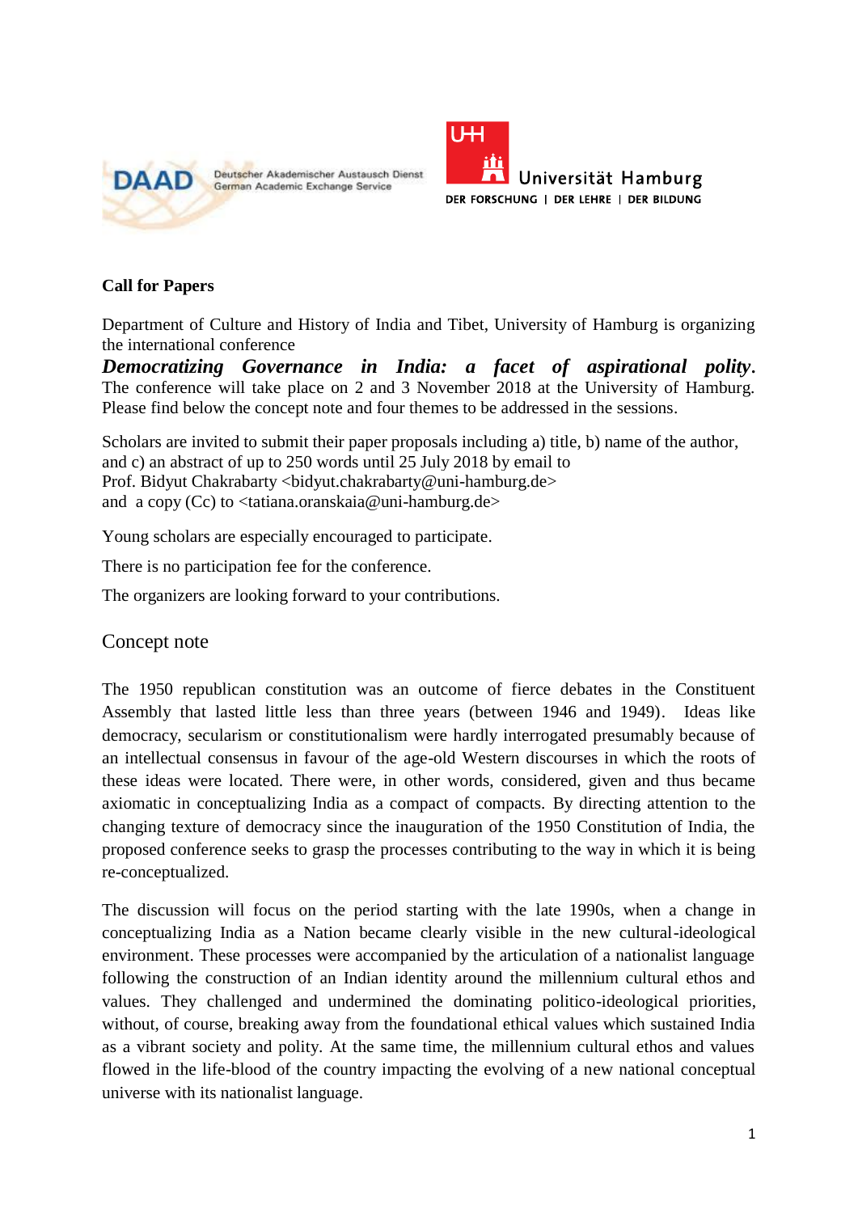Deutscher Akademischer Austausch Dienst
German Academic Exchange Service

Universität Hamburg
DER FORSCHUNG | DER LEHRE | DER BILDUNG

**Call for Papers**

Department of Culture and History of India and Tibet, University of Hamburg is organizing the international conference
***Democratizing Governance in India: a facet of aspirational polity***.
The conference will take place on 2 and 3 November 2018 at the University of Hamburg. Please find below the concept note and four themes to be addressed in the sessions.

Scholars are invited to submit their paper proposals including a) title, b) name of the author, and c) an abstract of up to 250 words until 25 July 2018 by email to
Prof. Bidyut Chakrabarty <bidyut.chakrabarty@uni-hamburg.de>
and a copy (Cc) to <tatiana.oranskaia@uni-hamburg.de>

Young scholars are especially encouraged to participate.

There is no participation fee for the conference.

The organizers are looking forward to your contributions.

## Concept note

The 1950 republican constitution was an outcome of fierce debates in the Constituent Assembly that lasted little less than three years (between 1946 and 1949). Ideas like democracy, secularism or constitutionalism were hardly interrogated presumably because of an intellectual consensus in favour of the age-old Western discourses in which the roots of these ideas were located. There were, in other words, considered, given and thus became axiomatic in conceptualizing India as a compact of compacts. By directing attention to the changing texture of democracy since the inauguration of the 1950 Constitution of India, the proposed conference seeks to grasp the processes contributing to the way in which it is being re-conceptualized.

The discussion will focus on the period starting with the late 1990s, when a change in conceptualizing India as a Nation became clearly visible in the new cultural-ideological environment. These processes were accompanied by the articulation of a nationalist language following the construction of an Indian identity around the millennium cultural ethos and values. They challenged and undermined the dominating politico-ideological priorities, without, of course, breaking away from the foundational ethical values which sustained India as a vibrant society and polity. At the same time, the millennium cultural ethos and values flowed in the life-blood of the country impacting the evolving of a new national conceptual universe with its nationalist language.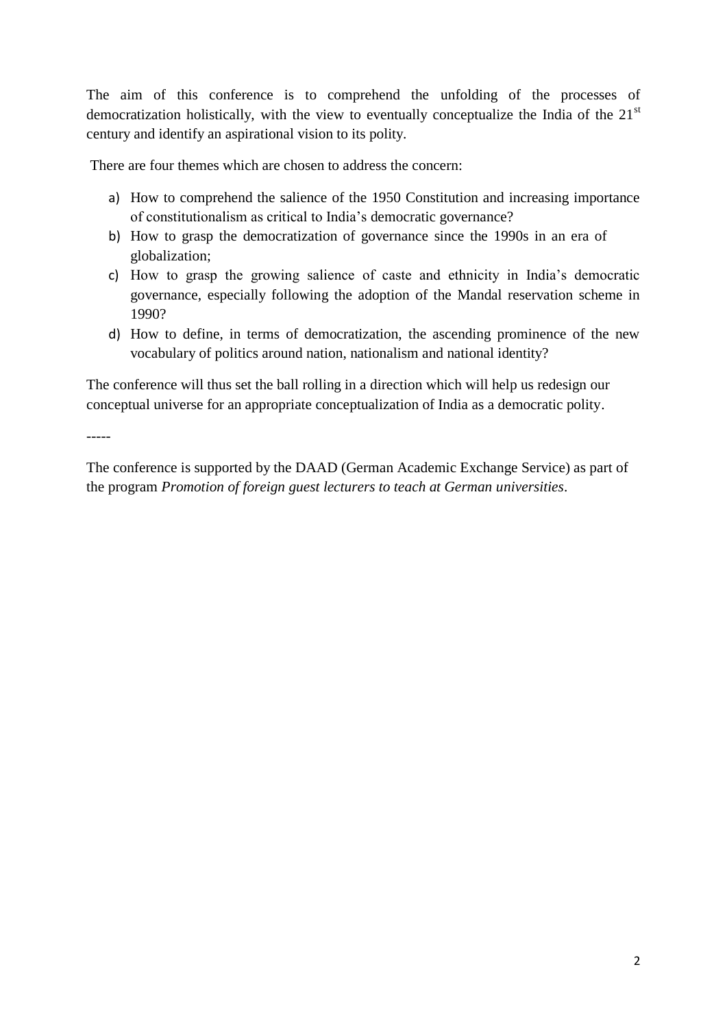The aim of this conference is to comprehend the unfolding of the processes of democratization holistically, with the view to eventually conceptualize the India of the 21st century and identify an aspirational vision to its polity.

There are four themes which are chosen to address the concern:

a) How to comprehend the salience of the 1950 Constitution and increasing importance of constitutionalism as critical to India's democratic governance?
b) How to grasp the democratization of governance since the 1990s in an era of globalization;
c) How to grasp the growing salience of caste and ethnicity in India's democratic governance, especially following the adoption of the Mandal reservation scheme in 1990?
d) How to define, in terms of democratization, the ascending prominence of the new vocabulary of politics around nation, nationalism and national identity?

The conference will thus set the ball rolling in a direction which will help us redesign our conceptual universe for an appropriate conceptualization of India as a democratic polity.

-----

The conference is supported by the DAAD (German Academic Exchange Service) as part of the program *Promotion of foreign guest lecturers to teach at German universities*.